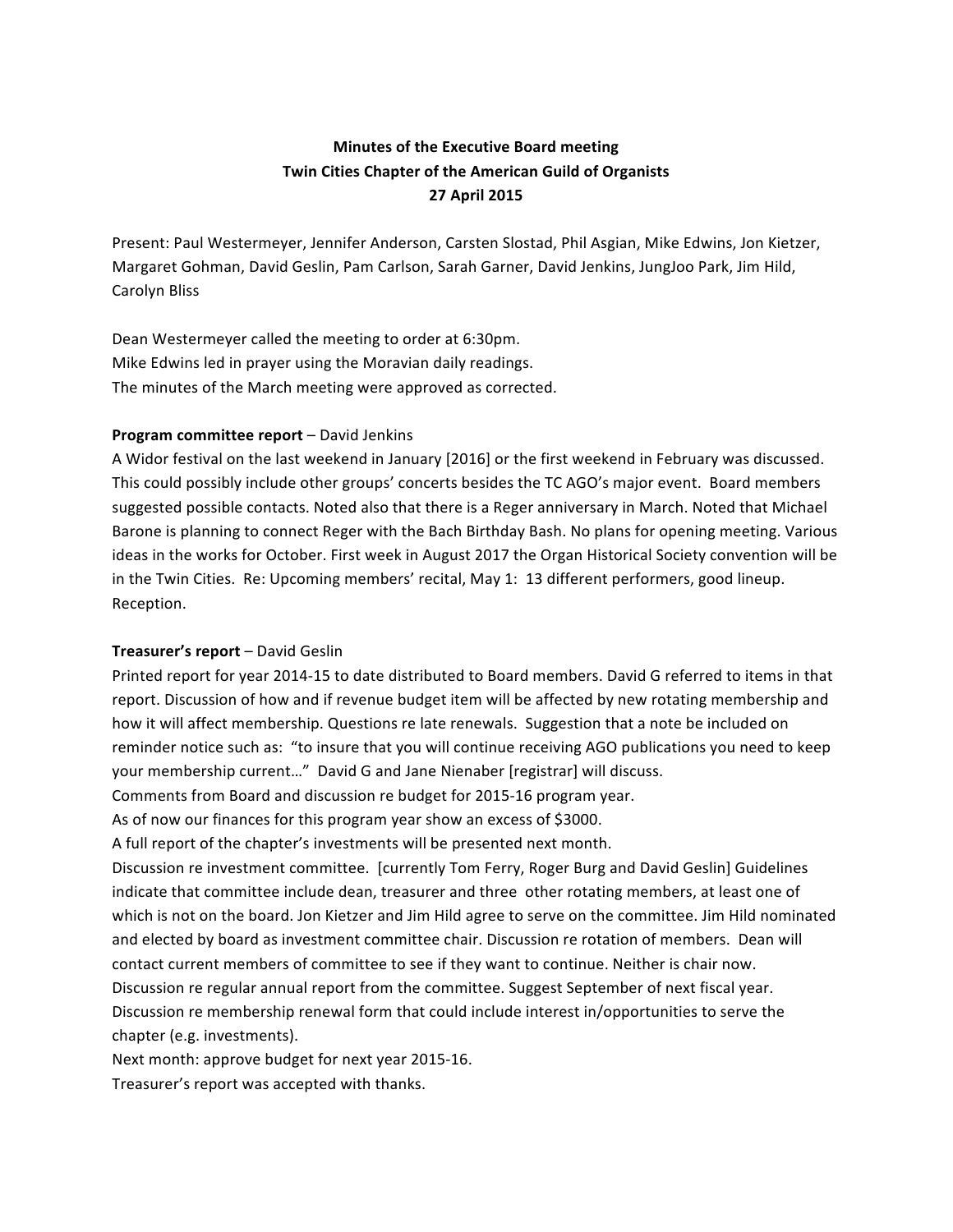**Minutes of the Executive Board meeting**
**Twin Cities Chapter of the American Guild of Organists**
**27 April 2015**

Present: Paul Westermeyer, Jennifer Anderson, Carsten Slostad, Phil Asgian, Mike Edwins, Jon Kietzer, Margaret Gohman, David Geslin, Pam Carlson, Sarah Garner, David Jenkins, JungJoo Park, Jim Hild, Carolyn Bliss

Dean Westermeyer called the meeting to order at 6:30pm.
Mike Edwins led in prayer using the Moravian daily readings.
The minutes of the March meeting were approved as corrected.

**Program committee report** – David Jenkins
A Widor festival on the last weekend in January [2016] or the first weekend in February was discussed. This could possibly include other groups' concerts besides the TC AGO's major event. Board members suggested possible contacts. Noted also that there is a Reger anniversary in March. Noted that Michael Barone is planning to connect Reger with the Bach Birthday Bash. No plans for opening meeting. Various ideas in the works for October. First week in August 2017 the Organ Historical Society convention will be in the Twin Cities. Re: Upcoming members' recital, May 1: 13 different performers, good lineup. Reception.

**Treasurer's report** – David Geslin
Printed report for year 2014-15 to date distributed to Board members. David G referred to items in that report. Discussion of how and if revenue budget item will be affected by new rotating membership and how it will affect membership. Questions re late renewals. Suggestion that a note be included on reminder notice such as: "to insure that you will continue receiving AGO publications you need to keep your membership current…" David G and Jane Nienaber [registrar] will discuss.
Comments from Board and discussion re budget for 2015-16 program year.
As of now our finances for this program year show an excess of $3000.
A full report of the chapter's investments will be presented next month.
Discussion re investment committee. [currently Tom Ferry, Roger Burg and David Geslin] Guidelines indicate that committee include dean, treasurer and three other rotating members, at least one of which is not on the board. Jon Kietzer and Jim Hild agree to serve on the committee. Jim Hild nominated and elected by board as investment committee chair. Discussion re rotation of members. Dean will contact current members of committee to see if they want to continue. Neither is chair now.
Discussion re regular annual report from the committee. Suggest September of next fiscal year.
Discussion re membership renewal form that could include interest in/opportunities to serve the chapter (e.g. investments).
Next month: approve budget for next year 2015-16.
Treasurer's report was accepted with thanks.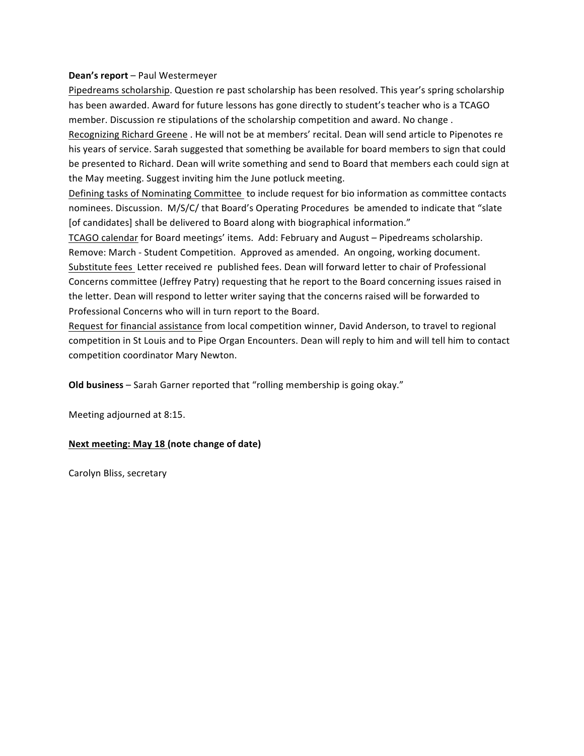**Dean's report** – Paul Westermeyer

Pipedreams scholarship. Question re past scholarship has been resolved. This year's spring scholarship has been awarded. Award for future lessons has gone directly to student's teacher who is a TCAGO member. Discussion re stipulations of the scholarship competition and award. No change .

Recognizing Richard Greene . He will not be at members' recital. Dean will send article to Pipenotes re his years of service. Sarah suggested that something be available for board members to sign that could be presented to Richard. Dean will write something and send to Board that members each could sign at the May meeting. Suggest inviting him the June potluck meeting.

Defining tasks of Nominating Committee to include request for bio information as committee contacts nominees. Discussion. M/S/C/ that Board's Operating Procedures be amended to indicate that "slate [of candidates] shall be delivered to Board along with biographical information."

TCAGO calendar for Board meetings' items. Add: February and August – Pipedreams scholarship. Remove: March - Student Competition. Approved as amended. An ongoing, working document.

Substitute fees Letter received re published fees. Dean will forward letter to chair of Professional Concerns committee (Jeffrey Patry) requesting that he report to the Board concerning issues raised in the letter. Dean will respond to letter writer saying that the concerns raised will be forwarded to Professional Concerns who will in turn report to the Board.

Request for financial assistance from local competition winner, David Anderson, to travel to regional competition in St Louis and to Pipe Organ Encounters. Dean will reply to him and will tell him to contact competition coordinator Mary Newton.

**Old business** – Sarah Garner reported that "rolling membership is going okay."

Meeting adjourned at 8:15.

**Next meeting: May 18 (note change of date)**

Carolyn Bliss, secretary